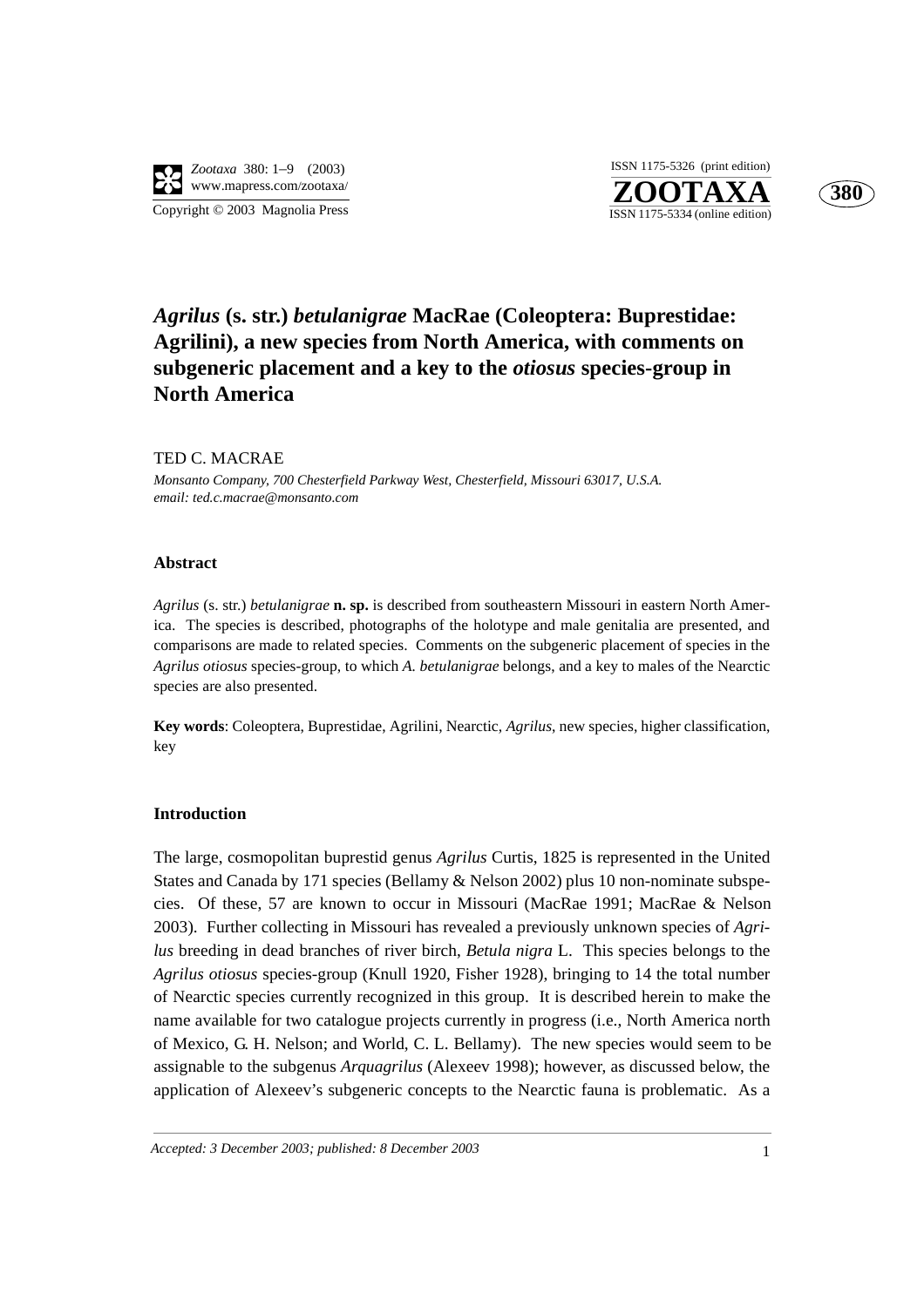# *Agrilus* (s. str.) *betulanigrae* MacRae (Coleoptera: Buprestidae: Agrilini), a new species from North America, with comments on subgeneric placement and a key to the *otiosus* species-group in North America

TED C. MACRAE

*Monsanto Company, 700 Chesterfield Parkway West, Chesterfield, Missouri 63017, U.S.A.*
*email: ted.c.macrae@monsanto.com*

### Abstract

*Agrilus* (s. str.) *betulanigrae* **n. sp.** is described from southeastern Missouri in eastern North America. The species is described, photographs of the holotype and male genitalia are presented, and comparisons are made to related species. Comments on the subgeneric placement of species in the *Agrilus otiosus* species-group, to which *A. betulanigrae* belongs, and a key to males of the Nearctic species are also presented.

**Key words**: Coleoptera, Buprestidae, Agrilini, Nearctic, *Agrilus*, new species, higher classification, key

### Introduction

The large, cosmopolitan buprestid genus *Agrilus* Curtis, 1825 is represented in the United States and Canada by 171 species (Bellamy & Nelson 2002) plus 10 non-nominate subspecies. Of these, 57 are known to occur in Missouri (MacRae 1991; MacRae & Nelson 2003). Further collecting in Missouri has revealed a previously unknown species of *Agrilus* breeding in dead branches of river birch, *Betula nigra* L. This species belongs to the *Agrilus otiosus* species-group (Knull 1920, Fisher 1928), bringing to 14 the total number of Nearctic species currently recognized in this group. It is described herein to make the name available for two catalogue projects currently in progress (i.e., North America north of Mexico, G. H. Nelson; and World, C. L. Bellamy). The new species would seem to be assignable to the subgenus *Arquagrilus* (Alexeev 1998); however, as discussed below, the application of Alexeev's subgeneric concepts to the Nearctic fauna is problematic. As a

*Accepted: 3 December 2003; published: 8 December 2003*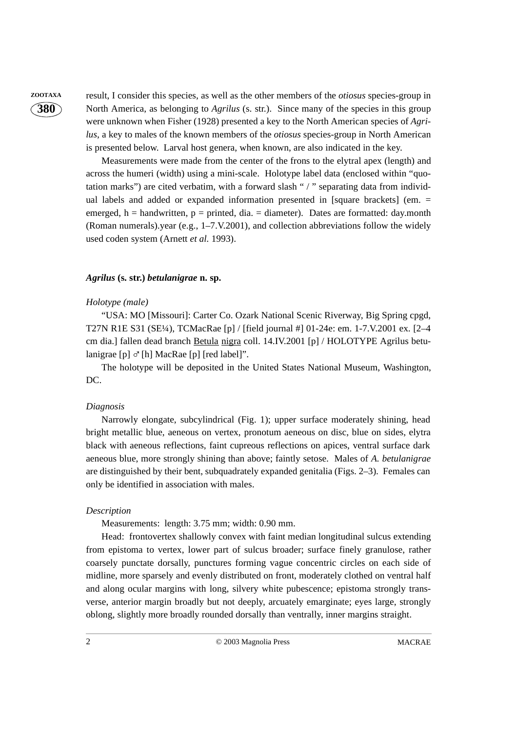result, I consider this species, as well as the other members of the *otiosus* species-group in North America, as belonging to *Agrilus* (s. str.). Since many of the species in this group were unknown when Fisher (1928) presented a key to the North American species of *Agrilus*, a key to males of the known members of the *otiosus* species-group in North American is presented below. Larval host genera, when known, are also indicated in the key.

Measurements were made from the center of the frons to the elytral apex (length) and across the humeri (width) using a mini-scale. Holotype label data (enclosed within "quotation marks") are cited verbatim, with a forward slash " / " separating data from individual labels and added or expanded information presented in [square brackets] (em. = emerged, h = handwritten, p = printed, dia. = diameter). Dates are formatted: day.month (Roman numerals).year (e.g., 1–7.V.2001), and collection abbreviations follow the widely used coden system (Arnett *et al.* 1993).

### *Agrilus* (s. str.) *betulanigrae* n. sp.

*Holotype (male)*

"USA: MO [Missouri]: Carter Co. Ozark National Scenic Riverway, Big Spring cpgd, T27N R1E S31 (SE¼), TCMacRae [p] / [field journal #] 01-24e: em. 1-7.V.2001 ex. [2–4 cm dia.] fallen dead branch Betula nigra coll. 14.IV.2001 [p] / HOLOTYPE Agrilus betulanigrae [p] ♂ [h] MacRae [p] [red label]".

The holotype will be deposited in the United States National Museum, Washington, DC.

*Diagnosis*

Narrowly elongate, subcylindrical (Fig. 1); upper surface moderately shining, head bright metallic blue, aeneous on vertex, pronotum aeneous on disc, blue on sides, elytra black with aeneous reflections, faint cupreous reflections on apices, ventral surface dark aeneous blue, more strongly shining than above; faintly setose. Males of *A. betulanigrae* are distinguished by their bent, subquadrately expanded genitalia (Figs. 2–3). Females can only be identified in association with males.

*Description*

Measurements: length: 3.75 mm; width: 0.90 mm.

Head: frontovertex shallowly convex with faint median longitudinal sulcus extending from epistoma to vertex, lower part of sulcus broader; surface finely granulose, rather coarsely punctate dorsally, punctures forming vague concentric circles on each side of midline, more sparsely and evenly distributed on front, moderately clothed on ventral half and along ocular margins with long, silvery white pubescence; epistoma strongly transverse, anterior margin broadly but not deeply, arcuately emarginate; eyes large, strongly oblong, slightly more broadly rounded dorsally than ventrally, inner margins straight.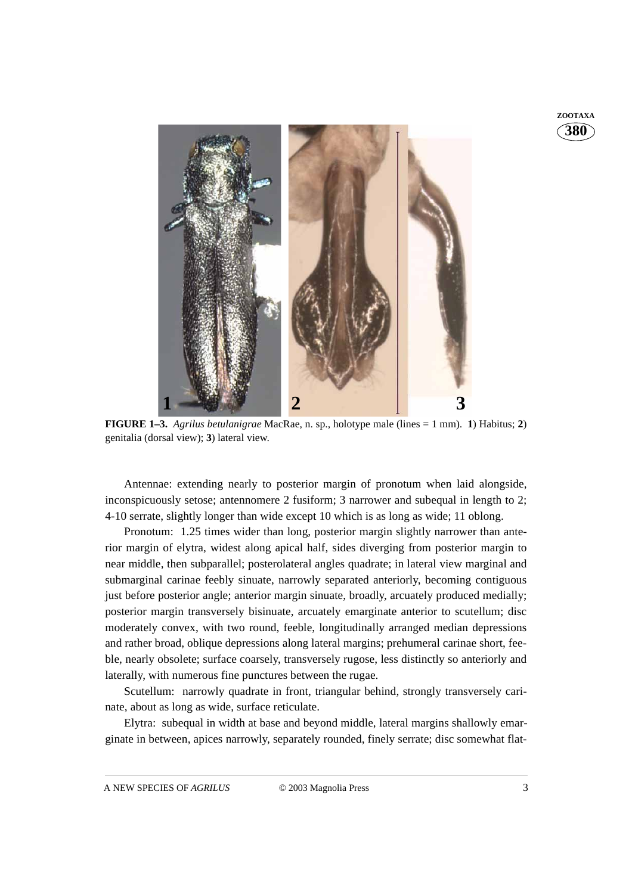**FIGURE 1–3.** *Agrilus betulanigrae* MacRae, n. sp., holotype male (lines = 1 mm). **1**) Habitus; **2**) genitalia (dorsal view); **3**) lateral view.

Antennae: extending nearly to posterior margin of pronotum when laid alongside, inconspicuously setose; antennomere 2 fusiform; 3 narrower and subequal in length to 2; 4-10 serrate, slightly longer than wide except 10 which is as long as wide; 11 oblong.

Pronotum: 1.25 times wider than long, posterior margin slightly narrower than anterior margin of elytra, widest along apical half, sides diverging from posterior margin to near middle, then subparallel; posterolateral angles quadrate; in lateral view marginal and submarginal carinae feebly sinuate, narrowly separated anteriorly, becoming contiguous just before posterior angle; anterior margin sinuate, broadly, arcuately produced medially; posterior margin transversely bisinuate, arcuately emarginate anterior to scutellum; disc moderately convex, with two round, feeble, longitudinally arranged median depressions and rather broad, oblique depressions along lateral margins; prehumeral carinae short, feeble, nearly obsolete; surface coarsely, transversely rugose, less distinctly so anteriorly and laterally, with numerous fine punctures between the rugae.

Scutellum: narrowly quadrate in front, triangular behind, strongly transversely carinate, about as long as wide, surface reticulate.

Elytra: subequal in width at base and beyond middle, lateral margins shallowly emarginate in between, apices narrowly, separately rounded, finely serrate; disc somewhat flat-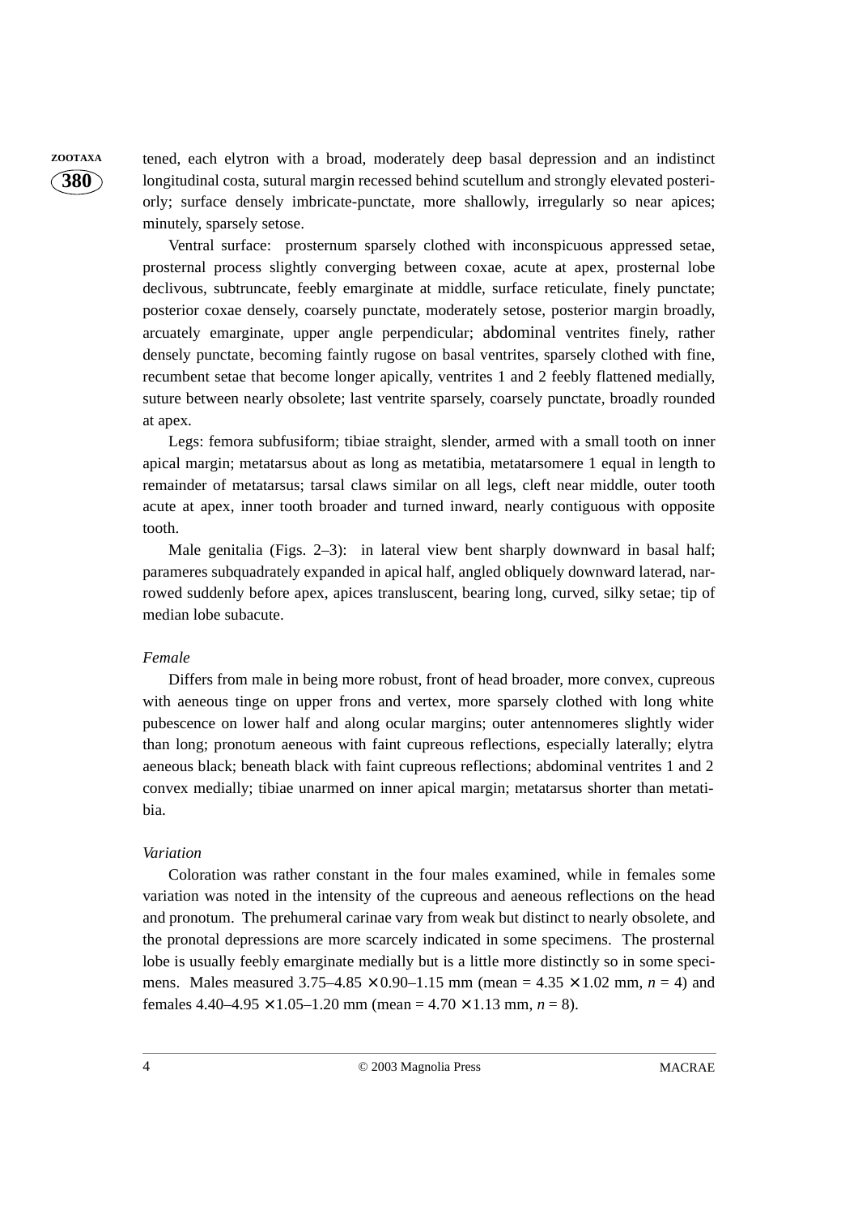tened, each elytron with a broad, moderately deep basal depression and an indistinct longitudinal costa, sutural margin recessed behind scutellum and strongly elevated posteriorly; surface densely imbricate-punctate, more shallowly, irregularly so near apices; minutely, sparsely setose.

Ventral surface: prosternum sparsely clothed with inconspicuous appressed setae, prosternal process slightly converging between coxae, acute at apex, prosternal lobe declivous, subtruncate, feebly emarginate at middle, surface reticulate, finely punctate; posterior coxae densely, coarsely punctate, moderately setose, posterior margin broadly, arcuately emarginate, upper angle perpendicular; abdominal ventrites finely, rather densely punctate, becoming faintly rugose on basal ventrites, sparsely clothed with fine, recumbent setae that become longer apically, ventrites 1 and 2 feebly flattened medially, suture between nearly obsolete; last ventrite sparsely, coarsely punctate, broadly rounded at apex.

Legs: femora subfusiform; tibiae straight, slender, armed with a small tooth on inner apical margin; metatarsus about as long as metatibia, metatarsomere 1 equal in length to remainder of metatarsus; tarsal claws similar on all legs, cleft near middle, outer tooth acute at apex, inner tooth broader and turned inward, nearly contiguous with opposite tooth.

Male genitalia (Figs. 2–3): in lateral view bent sharply downward in basal half; parameres subquadrately expanded in apical half, angled obliquely downward laterad, narrowed suddenly before apex, apices transluscent, bearing long, curved, silky setae; tip of median lobe subacute.

*Female*

Differs from male in being more robust, front of head broader, more convex, cupreous with aeneous tinge on upper frons and vertex, more sparsely clothed with long white pubescence on lower half and along ocular margins; outer antennomeres slightly wider than long; pronotum aeneous with faint cupreous reflections, especially laterally; elytra aeneous black; beneath black with faint cupreous reflections; abdominal ventrites 1 and 2 convex medially; tibiae unarmed on inner apical margin; metatarsus shorter than metatibia.

*Variation*

Coloration was rather constant in the four males examined, while in females some variation was noted in the intensity of the cupreous and aeneous reflections on the head and pronotum. The prehumeral carinae vary from weak but distinct to nearly obsolete, and the pronotal depressions are more scarcely indicated in some specimens. The prosternal lobe is usually feebly emarginate medially but is a little more distinctly so in some specimens. Males measured 3.75–4.85 × 0.90–1.15 mm (mean = 4.35 × 1.02 mm, $n$ = 4) and females 4.40–4.95 × 1.05–1.20 mm (mean = 4.70 × 1.13 mm, $n$ = 8).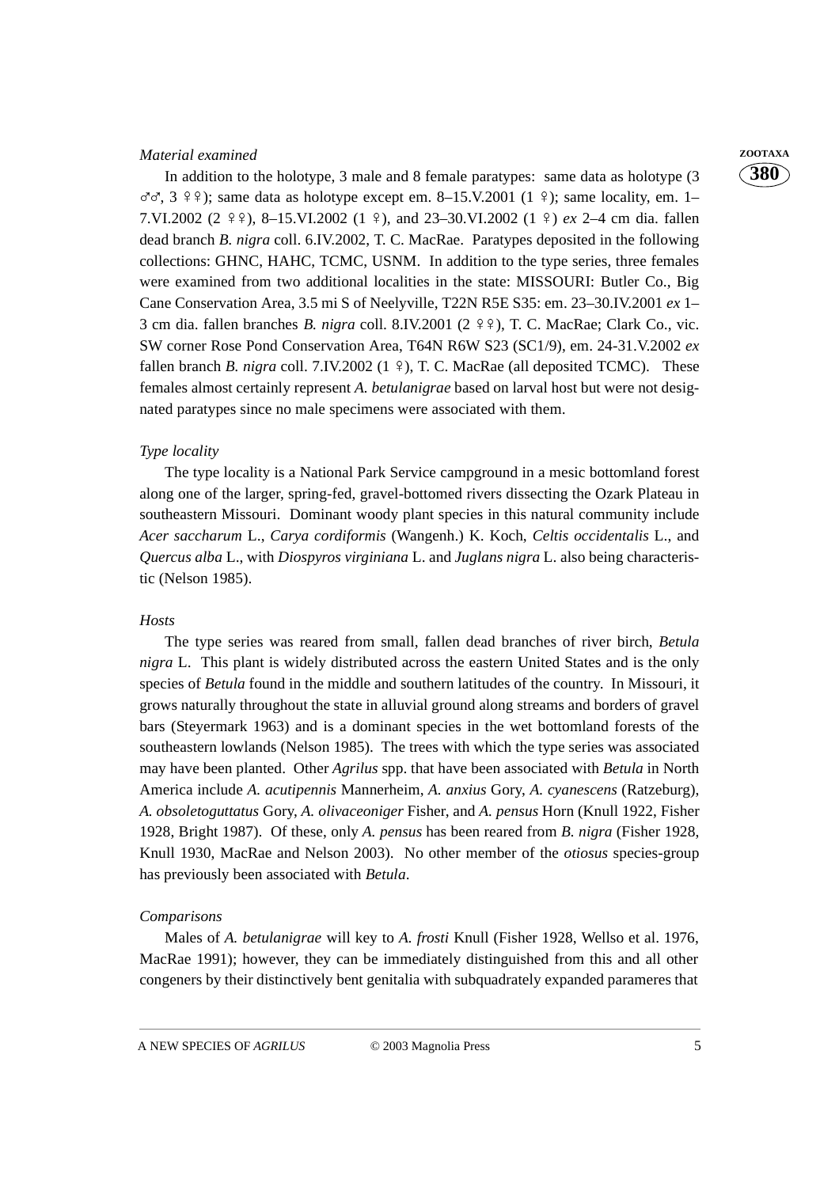*Material examined*

In addition to the holotype, 3 male and 8 female paratypes: same data as holotype (3 ♂♂, 3 ♀♀); same data as holotype except em. 8–15.V.2001 (1 ♀); same locality, em. 1–7.VI.2002 (2 ♀♀), 8–15.VI.2002 (1 ♀), and 23–30.VI.2002 (1 ♀) *ex* 2–4 cm dia. fallen dead branch *B. nigra* coll. 6.IV.2002, T. C. MacRae. Paratypes deposited in the following collections: GHNC, HAHC, TCMC, USNM. In addition to the type series, three females were examined from two additional localities in the state: MISSOURI: Butler Co., Big Cane Conservation Area, 3.5 mi S of Neelyville, T22N R5E S35: em. 23–30.IV.2001 *ex* 1–3 cm dia. fallen branches *B. nigra* coll. 8.IV.2001 (2 ♀♀), T. C. MacRae; Clark Co., vic. SW corner Rose Pond Conservation Area, T64N R6W S23 (SC1/9), em. 24-31.V.2002 *ex* fallen branch *B. nigra* coll. 7.IV.2002 (1 ♀), T. C. MacRae (all deposited TCMC). These females almost certainly represent *A. betulanigrae* based on larval host but were not designated paratypes since no male specimens were associated with them.

*Type locality*

The type locality is a National Park Service campground in a mesic bottomland forest along one of the larger, spring-fed, gravel-bottomed rivers dissecting the Ozark Plateau in southeastern Missouri. Dominant woody plant species in this natural community include *Acer saccharum* L., *Carya cordiformis* (Wangenh.) K. Koch, *Celtis occidentalis* L., and *Quercus alba* L., with *Diospyros virginiana* L. and *Juglans nigra* L. also being characteristic (Nelson 1985).

*Hosts*

The type series was reared from small, fallen dead branches of river birch, *Betula nigra* L. This plant is widely distributed across the eastern United States and is the only species of *Betula* found in the middle and southern latitudes of the country. In Missouri, it grows naturally throughout the state in alluvial ground along streams and borders of gravel bars (Steyermark 1963) and is a dominant species in the wet bottomland forests of the southeastern lowlands (Nelson 1985). The trees with which the type series was associated may have been planted. Other *Agrilus* spp. that have been associated with *Betula* in North America include *A. acutipennis* Mannerheim, *A. anxius* Gory, *A. cyanescens* (Ratzeburg), *A. obsoletoguttatus* Gory, *A. olivaceoniger* Fisher, and *A. pensus* Horn (Knull 1922, Fisher 1928, Bright 1987). Of these, only *A. pensus* has been reared from *B. nigra* (Fisher 1928, Knull 1930, MacRae and Nelson 2003). No other member of the *otiosus* species-group has previously been associated with *Betula*.

*Comparisons*

Males of *A. betulanigrae* will key to *A. frosti* Knull (Fisher 1928, Wellso et al. 1976, MacRae 1991); however, they can be immediately distinguished from this and all other congeners by their distinctively bent genitalia with subquadrately expanded parameres that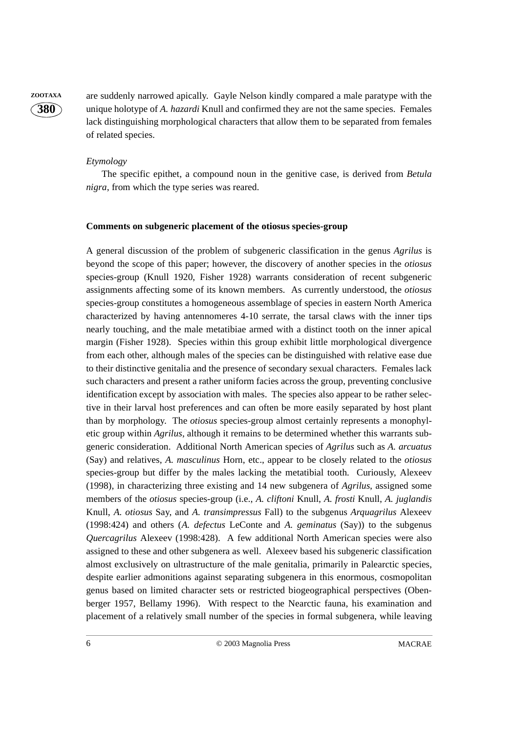are suddenly narrowed apically. Gayle Nelson kindly compared a male paratype with the unique holotype of *A. hazardi* Knull and confirmed they are not the same species. Females lack distinguishing morphological characters that allow them to be separated from females of related species.

*Etymology*

The specific epithet, a compound noun in the genitive case, is derived from *Betula nigra*, from which the type series was reared.

**Comments on subgeneric placement of the otiosus species-group**

A general discussion of the problem of subgeneric classification in the genus *Agrilus* is beyond the scope of this paper; however, the discovery of another species in the *otiosus* species-group (Knull 1920, Fisher 1928) warrants consideration of recent subgeneric assignments affecting some of its known members. As currently understood, the *otiosus* species-group constitutes a homogeneous assemblage of species in eastern North America characterized by having antennomeres 4-10 serrate, the tarsal claws with the inner tips nearly touching, and the male metatibiae armed with a distinct tooth on the inner apical margin (Fisher 1928). Species within this group exhibit little morphological divergence from each other, although males of the species can be distinguished with relative ease due to their distinctive genitalia and the presence of secondary sexual characters. Females lack such characters and present a rather uniform facies across the group, preventing conclusive identification except by association with males. The species also appear to be rather selective in their larval host preferences and can often be more easily separated by host plant than by morphology. The *otiosus* species-group almost certainly represents a monophyletic group within *Agrilus*, although it remains to be determined whether this warrants subgeneric consideration. Additional North American species of *Agrilus* such as *A. arcuatus* (Say) and relatives, *A. masculinus* Horn, etc., appear to be closely related to the *otiosus* species-group but differ by the males lacking the metatibial tooth. Curiously, Alexeev (1998), in characterizing three existing and 14 new subgenera of *Agrilus*, assigned some members of the *otiosus* species-group (i.e., *A. cliftoni* Knull, *A. frosti* Knull, *A. juglandis* Knull, *A. otiosus* Say, and *A. transimpressus* Fall) to the subgenus *Arquagrilus* Alexeev (1998:424) and others (*A. defectus* LeConte and *A. geminatus* (Say)) to the subgenus *Quercagrilus* Alexeev (1998:428). A few additional North American species were also assigned to these and other subgenera as well. Alexeev based his subgeneric classification almost exclusively on ultrastructure of the male genitalia, primarily in Palearctic species, despite earlier admonitions against separating subgenera in this enormous, cosmopolitan genus based on limited character sets or restricted biogeographical perspectives (Obenberger 1957, Bellamy 1996). With respect to the Nearctic fauna, his examination and placement of a relatively small number of the species in formal subgenera, while leaving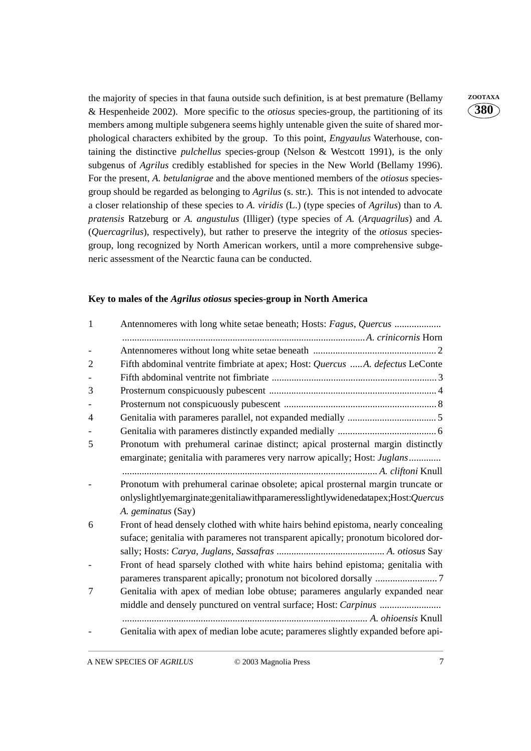the majority of species in that fauna outside such definition, is at best premature (Bellamy & Hespenheide 2002). More specific to the *otiosus* species-group, the partitioning of its members among multiple subgenera seems highly untenable given the suite of shared morphological characters exhibited by the group. To this point, *Engyaulus* Waterhouse, containing the distinctive *pulchellus* species-group (Nelson & Westcott 1991), is the only subgenus of *Agrilus* credibly established for species in the New World (Bellamy 1996). For the present, *A. betulanigrae* and the above mentioned members of the *otiosus* species-group should be regarded as belonging to *Agrilus* (s. str.). This is not intended to advocate a closer relationship of these species to *A. viridis* (L.) (type species of *Agrilus*) than to *A. pratensis* Ratzeburg or *A. angustulus* (Illiger) (type species of *A.* (*Arquagrilus*) and *A.* (*Quercagrilus*), respectively), but rather to preserve the integrity of the *otiosus* species-group, long recognized by North American workers, until a more comprehensive subgeneric assessment of the Nearctic fauna can be conducted.

**Key to males of the *Agrilus otiosus* species-group in North America**

1 Antennomeres with long white setae beneath; Hosts: *Fagus*, *Quercus* .................. ............................................................................................ *A. crinicornis* Horn

\- Antennomeres without long white setae beneath ................................................. 2

2 Fifth abdominal ventrite fimbriate at apex; Host: *Quercus* .....*A. defectus* LeConte

\- Fifth abdominal ventrite not fimbriate .................................................................. 3

3 Prosternum conspicuously pubescent .................................................................. 4

\- Prosternum not conspicuously pubescent ............................................................. 8

4 Genitalia with parameres parallel, not expanded medially .................................... 5

\- Genitalia with parameres distinctly expanded medially ........................................ 6

5 Pronotum with prehumeral carinae distinct; apical prosternal margin distinctly emarginate; genitalia with parameres very narrow apically; Host: *Juglans*............. ....................................................................................................... *A. cliftoni* Knull

\- Pronotum with prehumeral carinae obsolete; apical prosternal margin truncate or only slightly emarginate; genitalia with parameres slightly widened at apex; Host: *Quercus* *A. geminatus* (Say)

6 Front of head densely clothed with white hairs behind epistoma, nearly concealing suface; genitalia with parameres not transparent apically; pronotum bicolored dorsally; Hosts: *Carya*, *Juglans*, *Sassafras* ............................................ *A. otiosus* Say

\- Front of head sparsely clothed with white hairs behind epistoma; genitalia with parameres transparent apically; pronotum not bicolored dorsally ......................... 7

7 Genitalia with apex of median lobe obtuse; parameres angularly expanded near middle and densely punctured on ventral surface; Host: *Carpinus* ......................... .................................................................................................. *A. ohioensis* Knull

\- Genitalia with apex of median lobe acute; parameres slightly expanded before api-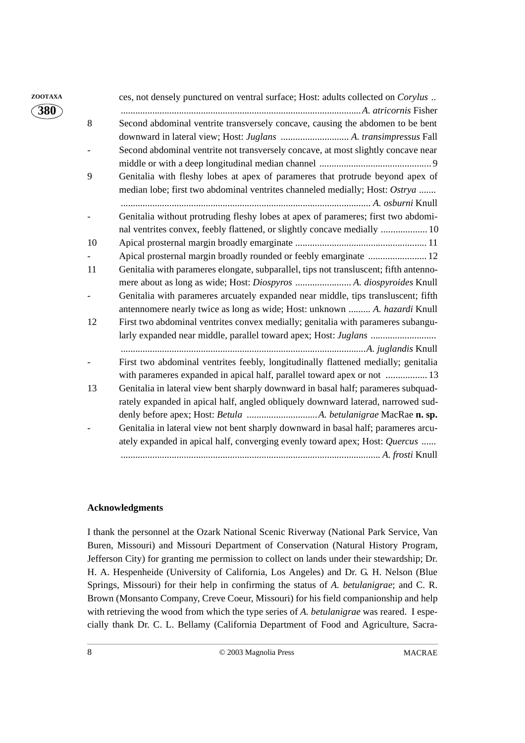ces, not densely punctured on ventral surface; Host: adults collected on *Corylus* .. .................................................................................................*A. atricornis* Fisher

8 Second abdominal ventrite transversely concave, causing the abdomen to be bent downward in lateral view; Host: *Juglans* ............................ *A. transimpressus* Fall

\- Second abdominal ventrite not transversely concave, at most slightly concave near middle or with a deep longitudinal median channel .............................................. 9

9 Genitalia with fleshy lobes at apex of parameres that protrude beyond apex of median lobe; first two abdominal ventrites channeled medially; Host: *Ostrya* ....... ...................................................................................................... *A. osburni* Knull

\- Genitalia without protruding fleshy lobes at apex of parameres; first two abdominal ventrites convex, feebly flattened, or slightly concave medially ................... 10

10 Apical prosternal margin broadly emarginate ...................................................... 11

\- Apical prosternal margin broadly rounded or feebly emarginate ........................ 12

11 Genitalia with parameres elongate, subparallel, tips not transluscent; fifth antennomere about as long as wide; Host: *Diospyros* ....................... *A. diospyroides* Knull

\- Genitalia with parameres arcuately expanded near middle, tips transluscent; fifth antennomere nearly twice as long as wide; Host: unknown ......... *A. hazardi* Knull

12 First two abdominal ventrites convex medially; genitalia with parameres subangularly expanded near middle, parallel toward apex; Host: *Juglans* ........................... .....................................................................................................*A. juglandis* Knull

\- First two abdominal ventrites feebly, longitudinally flattened medially; genitalia with parameres expanded in apical half, parallel toward apex or not ................. 13

13 Genitalia in lateral view bent sharply downward in basal half; parameres subquadrately expanded in apical half, angled obliquely downward laterad, narrowed suddenly before apex; Host: *Betula* .............................*A. betulanigrae* MacRae **n. sp.**

\- Genitalia in lateral view not bent sharply downward in basal half; parameres arcuately expanded in apical half, converging evenly toward apex; Host: *Quercus* ...... .......................................................................................................... *A. frosti* Knull

### Acknowledgments

I thank the personnel at the Ozark National Scenic Riverway (National Park Service, Van Buren, Missouri) and Missouri Department of Conservation (Natural History Program, Jefferson City) for granting me permission to collect on lands under their stewardship; Dr. H. A. Hespenheide (University of California, Los Angeles) and Dr. G. H. Nelson (Blue Springs, Missouri) for their help in confirming the status of *A. betulanigrae*; and C. R. Brown (Monsanto Company, Creve Coeur, Missouri) for his field companionship and help with retrieving the wood from which the type series of *A. betulanigrae* was reared. I especially thank Dr. C. L. Bellamy (California Department of Food and Agriculture, Sacra-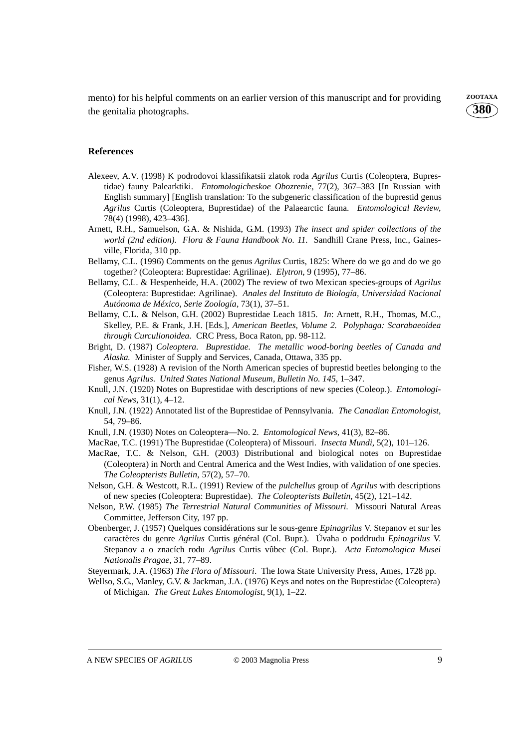mento) for his helpful comments on an earlier version of this manuscript and for providing the genitalia photographs.

## References

Alexeev, A.V. (1998) K podrodovoi klassifikatsii zlatok roda *Agrilus* Curtis (Coleoptera, Buprestidae) fauny Palearktiki. *Entomologicheskoe Obozrenie*, 77(2), 367–383 [In Russian with English summary] [English translation: To the subgeneric classification of the buprestid genus *Agrilus* Curtis (Coleoptera, Buprestidae) of the Palaearctic fauna. *Entomological Review*, 78(4) (1998), 423–436].

Arnett, R.H., Samuelson, G.A. & Nishida, G.M. (1993) *The insect and spider collections of the world (2nd edition). Flora & Fauna Handbook No. 11.* Sandhill Crane Press, Inc., Gainesville, Florida, 310 pp.

Bellamy, C.L. (1996) Comments on the genus *Agrilus* Curtis, 1825: Where do we go and do we go together? (Coleoptera: Buprestidae: Agrilinae). *Elytron*, 9 (1995), 77–86.

Bellamy, C.L. & Hespenheide, H.A. (2002) The review of two Mexican species-groups of *Agrilus* (Coleoptera: Buprestidae: Agrilinae). *Anales del Instituto de Biología, Universidad Nacional Autónoma de México, Serie Zoología*, 73(1), 37–51.

Bellamy, C.L. & Nelson, G.H. (2002) Buprestidae Leach 1815. *In*: Arnett, R.H., Thomas, M.C., Skelley, P.E. & Frank, J.H. [Eds.], *American Beetles, Volume 2. Polyphaga: Scarabaeoidea through Curculionoidea.* CRC Press, Boca Raton, pp. 98-112.

Bright, D. (1987) *Coleoptera. Buprestidae. The metallic wood-boring beetles of Canada and Alaska.* Minister of Supply and Services, Canada, Ottawa, 335 pp.

Fisher, W.S. (1928) A revision of the North American species of buprestid beetles belonging to the genus *Agrilus*. *United States National Museum, Bulletin No. 145*, 1–347.

Knull, J.N. (1920) Notes on Buprestidae with descriptions of new species (Coleop.). *Entomological News*, 31(1), 4–12.

Knull, J.N. (1922) Annotated list of the Buprestidae of Pennsylvania. *The Canadian Entomologist*, 54, 79–86.

Knull, J.N. (1930) Notes on Coleoptera—No. 2. *Entomological News*, 41(3), 82–86.

MacRae, T.C. (1991) The Buprestidae (Coleoptera) of Missouri. *Insecta Mundi*, 5(2), 101–126.

MacRae, T.C. & Nelson, G.H. (2003) Distributional and biological notes on Buprestidae (Coleoptera) in North and Central America and the West Indies, with validation of one species. *The Coleopterists Bulletin*, 57(2), 57–70.

Nelson, G.H. & Westcott, R.L. (1991) Review of the *pulchellus* group of *Agrilus* with descriptions of new species (Coleoptera: Buprestidae). *The Coleopterists Bulletin*, 45(2), 121–142.

Nelson, P.W. (1985) *The Terrestrial Natural Communities of Missouri.* Missouri Natural Areas Committee, Jefferson City, 197 pp.

Obenberger, J. (1957) Quelques considérations sur le sous-genre *Epinagrilus* V. Stepanov et sur les caractères du genre *Agrilus* Curtis général (Col. Bupr.). Úvaha o poddrudu *Epinagrilus* V. Stepanov a o znacích rodu *Agrilus* Curtis vûbec (Col. Bupr.). *Acta Entomologica Musei Nationalis Pragae*, 31, 77–89.

Steyermark, J.A. (1963) *The Flora of Missouri*. The Iowa State University Press, Ames, 1728 pp.

Wellso, S.G., Manley, G.V. & Jackman, J.A. (1976) Keys and notes on the Buprestidae (Coleoptera) of Michigan. *The Great Lakes Entomologist*, 9(1), 1–22.